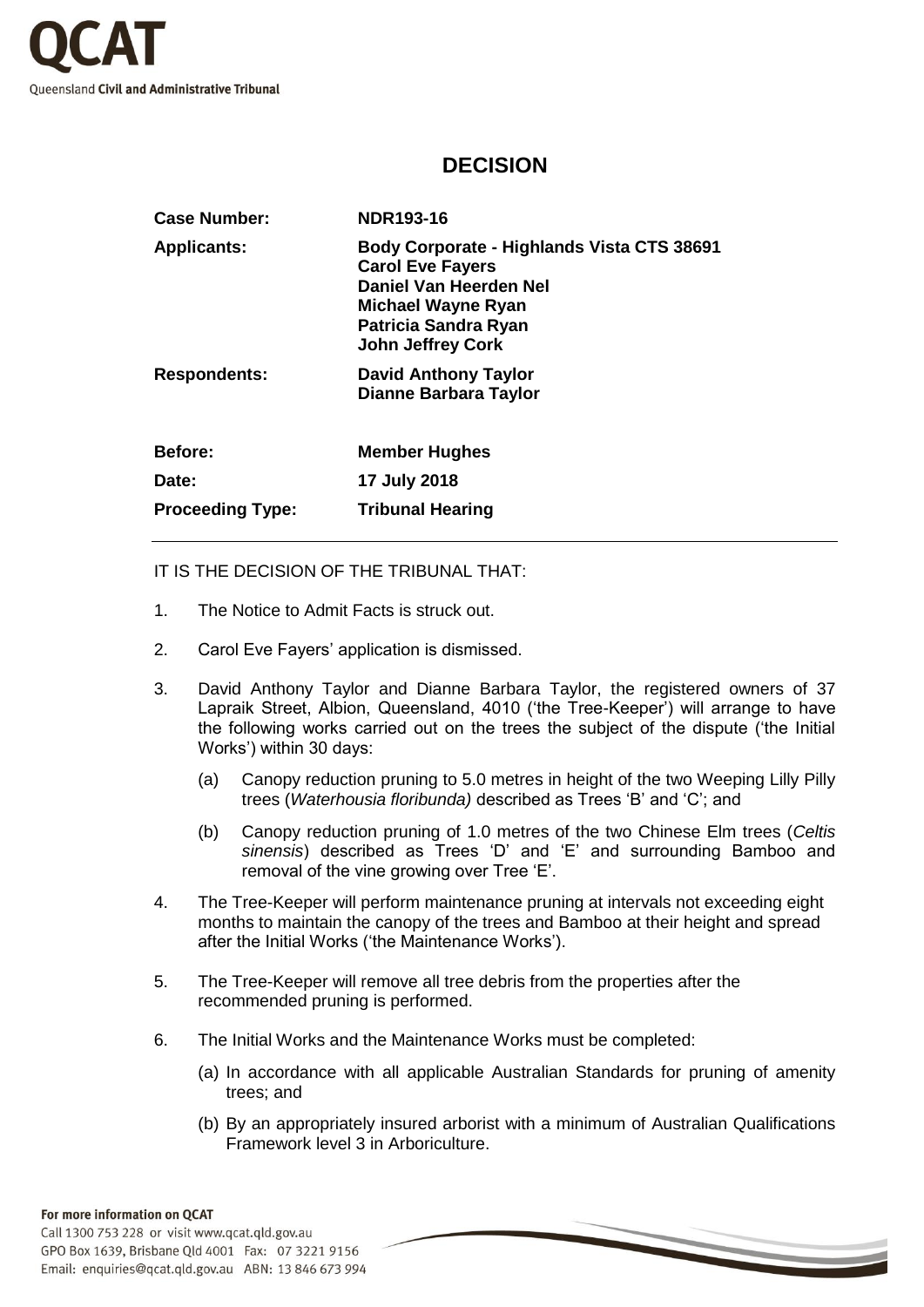# DECISION

| | |
|---|---|
| **Case Number:** | **NDR193-16** |
| **Applicants:** | **Body Corporate - Highlands Vista CTS 38691**<br>**Carol Eve Fayers**<br>**Daniel Van Heerden Nel**<br>**Michael Wayne Ryan**<br>**Patricia Sandra Ryan**<br>**John Jeffrey Cork** |
| **Respondents:** | **David Anthony Taylor**<br>**Dianne Barbara Taylor** |
| **Before:** | **Member Hughes** |
| **Date:** | **17 July 2018** |
| **Proceeding Type:** | **Tribunal Hearing** |

IT IS THE DECISION OF THE TRIBUNAL THAT:

1. The Notice to Admit Facts is struck out.

2. Carol Eve Fayers' application is dismissed.

3. David Anthony Taylor and Dianne Barbara Taylor, the registered owners of 37 Lapraik Street, Albion, Queensland, 4010 ('the Tree-Keeper') will arrange to have the following works carried out on the trees the subject of the dispute ('the Initial Works') within 30 days:

   (a) Canopy reduction pruning to 5.0 metres in height of the two Weeping Lilly Pilly trees (*Waterhousia floribunda)* described as Trees 'B' and 'C'; and

   (b) Canopy reduction pruning of 1.0 metres of the two Chinese Elm trees (*Celtis sinensis*) described as Trees 'D' and 'E' and surrounding Bamboo and removal of the vine growing over Tree 'E'.

4. The Tree-Keeper will perform maintenance pruning at intervals not exceeding eight months to maintain the canopy of the trees and Bamboo at their height and spread after the Initial Works ('the Maintenance Works').

5. The Tree-Keeper will remove all tree debris from the properties after the recommended pruning is performed.

6. The Initial Works and the Maintenance Works must be completed:

   (a) In accordance with all applicable Australian Standards for pruning of amenity trees; and

   (b) By an appropriately insured arborist with a minimum of Australian Qualifications Framework level 3 in Arboriculture.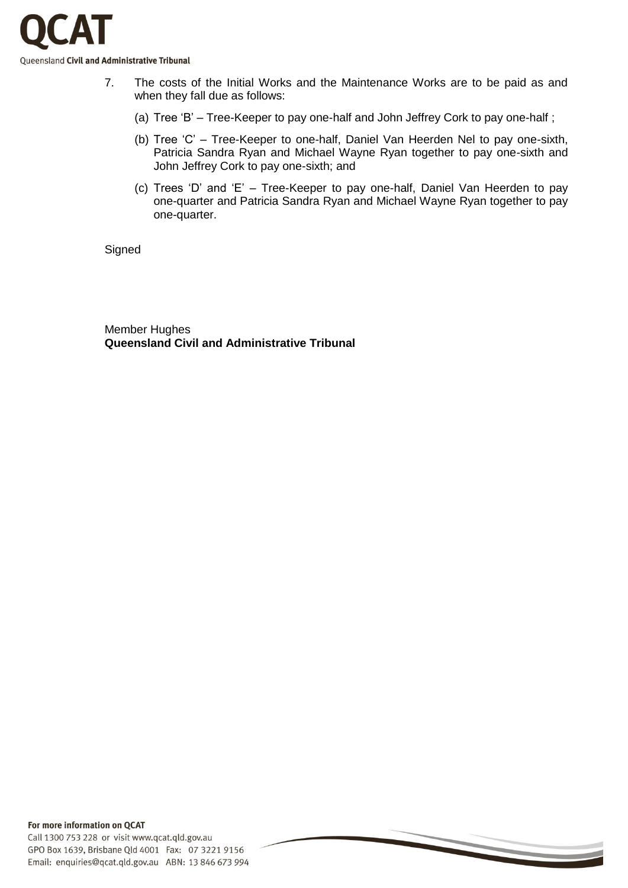7. The costs of the Initial Works and the Maintenance Works are to be paid as and when they fall due as follows:

   (a) Tree 'B' – Tree-Keeper to pay one-half and John Jeffrey Cork to pay one-half ;

   (b) Tree 'C' – Tree-Keeper to one-half, Daniel Van Heerden Nel to pay one-sixth, Patricia Sandra Ryan and Michael Wayne Ryan together to pay one-sixth and John Jeffrey Cork to pay one-sixth; and

   (c) Trees 'D' and 'E' – Tree-Keeper to pay one-half, Daniel Van Heerden to pay one-quarter and Patricia Sandra Ryan and Michael Wayne Ryan together to pay one-quarter.

Signed

Member Hughes
**Queensland Civil and Administrative Tribunal**